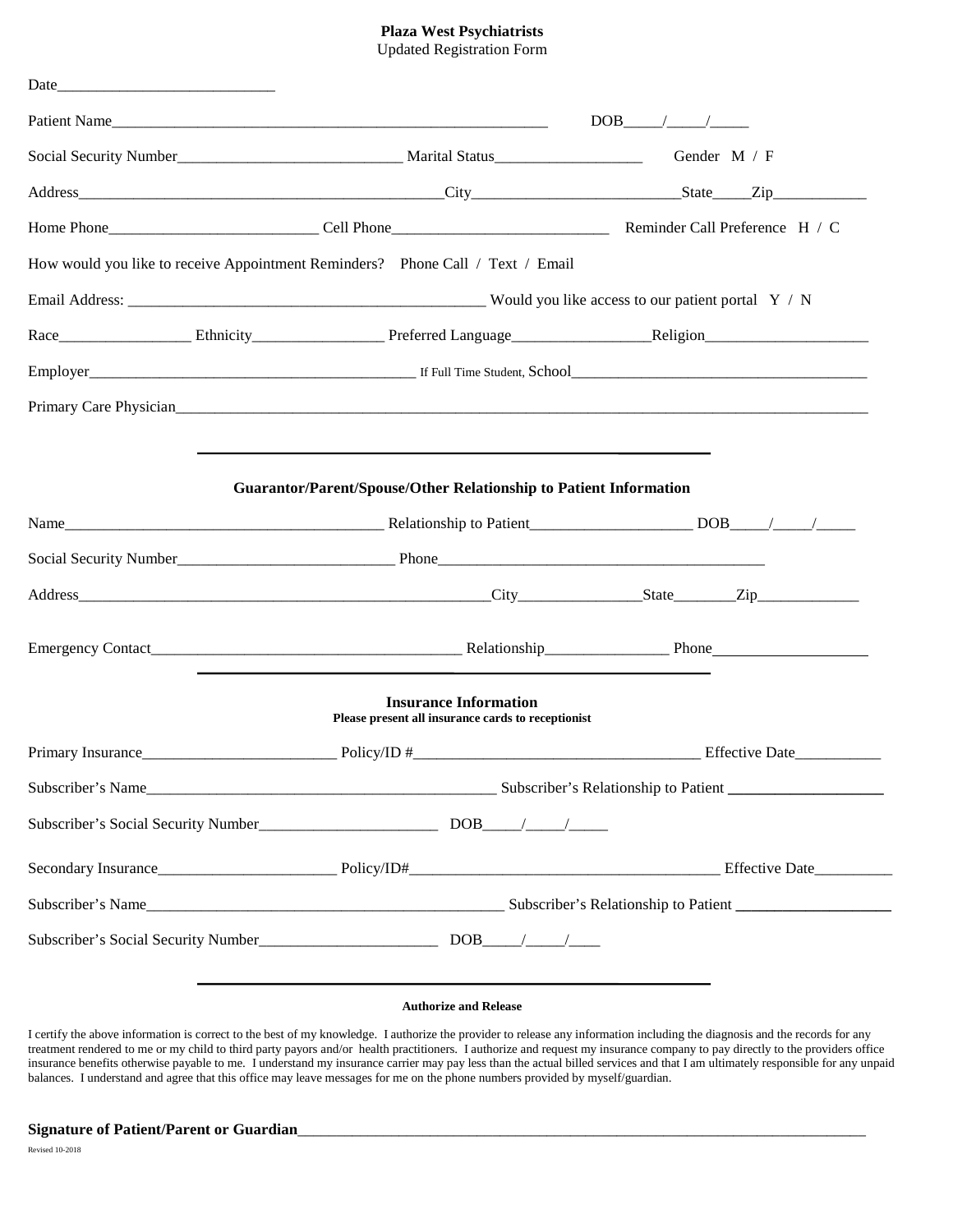**Plaza West Psychiatrists**
Updated Registration Form

Date____________________________

Patient Name__________________________________________________________ DOB_____/_____/_____

Social Security Number_____________________________ Marital Status___________________ Gender M / F

Address_________________________________________________City__________________________State_____Zip____________

Home Phone___________________________ Cell Phone____________________________ Reminder Call Preference H / C

How would you like to receive Appointment Reminders? Phone Call / Text / Email

Email Address: ______________________________________________ Would you like access to our patient portal Y / N

Race_________________ Ethnicity_________________ Preferred Language__________________Religion_____________________

Employer__________________________________________ If Full Time Student, School______________________________________

Primary Care Physician_____________________________________________________________________________________________

---

**Guarantor/Parent/Spouse/Other Relationship to Patient Information**

Name__________________________________________ Relationship to Patient_____________________ DOB_____/_____/_____

Social Security Number____________________________ Phone___________________________________________

Address________________________________________________________City________________State________Zip_____________

Emergency Contact________________________________________ Relationship________________ Phone____________________

---

**Insurance Information**
**Please present all insurance cards to receptionist**

Primary Insurance_________________________ Policy/ID #_____________________________________ Effective Date___________

Subscriber's Name_____________________________________________ Subscriber's Relationship to Patient ____________________

Subscriber's Social Security Number_______________________ DOB_____/_____/_____

Secondary Insurance_______________________ Policy/ID#________________________________________ Effective Date__________

Subscriber's Name_______________________________________________ Subscriber's Relationship to Patient ____________________

Subscriber's Social Security Number_______________________ DOB_____/_____/____

---

**Authorize and Release**

I certify the above information is correct to the best of my knowledge. I authorize the provider to release any information including the diagnosis and the records for any treatment rendered to me or my child to third party payors and/or health practitioners. I authorize and request my insurance company to pay directly to the providers office insurance benefits otherwise payable to me. I understand my insurance carrier may pay less than the actual billed services and that I am ultimately responsible for any unpaid balances. I understand and agree that this office may leave messages for me on the phone numbers provided by myself/guardian.

**Signature of Patient/Parent or Guardian**_____________________________________________________________________________

Revised 10-2018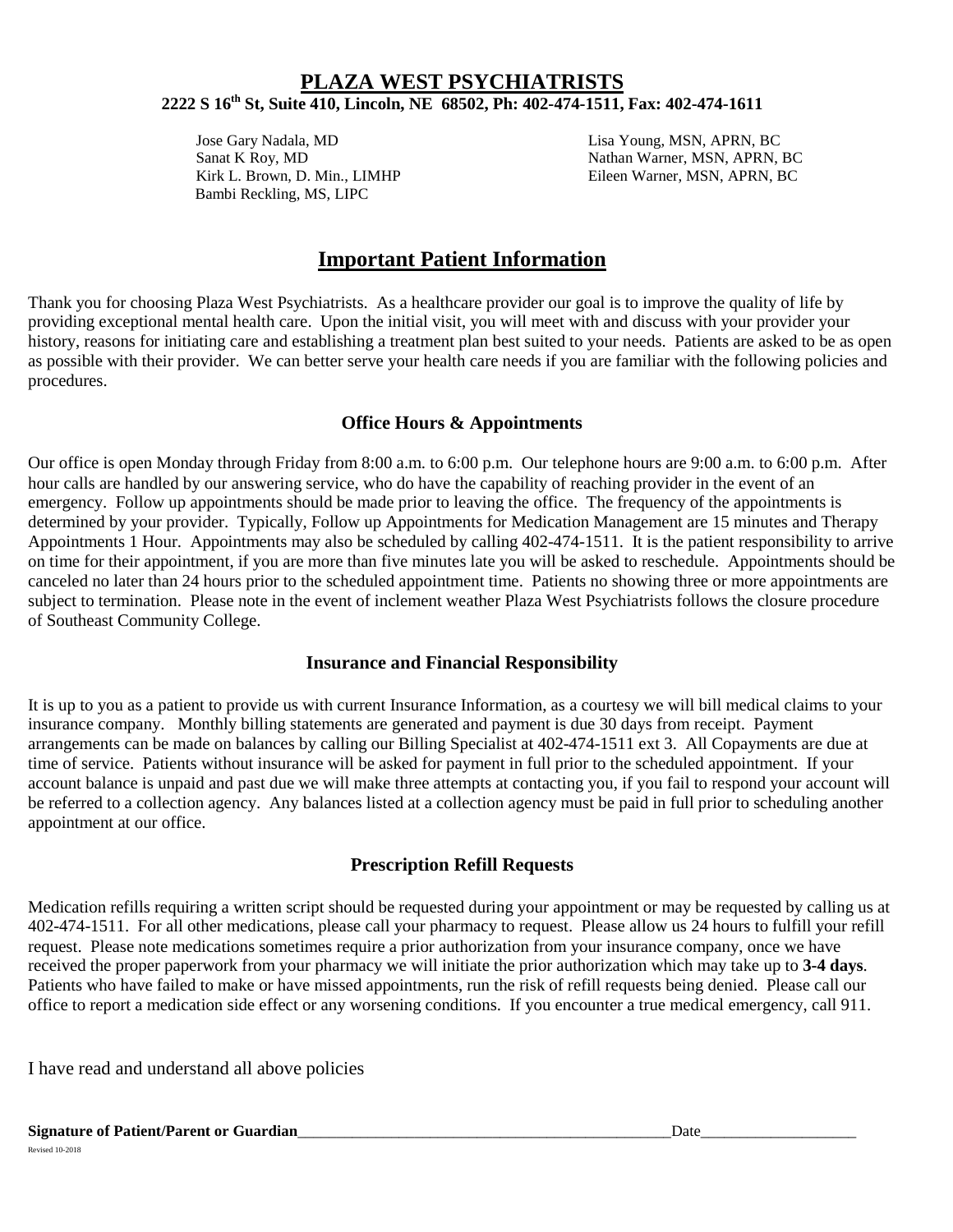# PLAZA WEST PSYCHIATRISTS

**2222 S 16th St, Suite 410, Lincoln, NE 68502, Ph: 402-474-1511, Fax: 402-474-1611**

Jose Gary Nadala, MD
Sanat K Roy, MD
Kirk L. Brown, D. Min., LIMHP
Bambi Reckling, MS, LIPC

Lisa Young, MSN, APRN, BC
Nathan Warner, MSN, APRN, BC
Eileen Warner, MSN, APRN, BC

## Important Patient Information

Thank you for choosing Plaza West Psychiatrists. As a healthcare provider our goal is to improve the quality of life by providing exceptional mental health care. Upon the initial visit, you will meet with and discuss with your provider your history, reasons for initiating care and establishing a treatment plan best suited to your needs. Patients are asked to be as open as possible with their provider. We can better serve your health care needs if you are familiar with the following policies and procedures.

### Office Hours & Appointments

Our office is open Monday through Friday from 8:00 a.m. to 6:00 p.m. Our telephone hours are 9:00 a.m. to 6:00 p.m. After hour calls are handled by our answering service, who do have the capability of reaching provider in the event of an emergency. Follow up appointments should be made prior to leaving the office. The frequency of the appointments is determined by your provider. Typically, Follow up Appointments for Medication Management are 15 minutes and Therapy Appointments 1 Hour. Appointments may also be scheduled by calling 402-474-1511. It is the patient responsibility to arrive on time for their appointment, if you are more than five minutes late you will be asked to reschedule. Appointments should be canceled no later than 24 hours prior to the scheduled appointment time. Patients no showing three or more appointments are subject to termination. Please note in the event of inclement weather Plaza West Psychiatrists follows the closure procedure of Southeast Community College.

### Insurance and Financial Responsibility

It is up to you as a patient to provide us with current Insurance Information, as a courtesy we will bill medical claims to your insurance company. Monthly billing statements are generated and payment is due 30 days from receipt. Payment arrangements can be made on balances by calling our Billing Specialist at 402-474-1511 ext 3. All Copayments are due at time of service. Patients without insurance will be asked for payment in full prior to the scheduled appointment. If your account balance is unpaid and past due we will make three attempts at contacting you, if you fail to respond your account will be referred to a collection agency. Any balances listed at a collection agency must be paid in full prior to scheduling another appointment at our office.

### Prescription Refill Requests

Medication refills requiring a written script should be requested during your appointment or may be requested by calling us at 402-474-1511. For all other medications, please call your pharmacy to request. Please allow us 24 hours to fulfill your refill request. Please note medications sometimes require a prior authorization from your insurance company, once we have received the proper paperwork from your pharmacy we will initiate the prior authorization which may take up to **3-4 days**. Patients who have failed to make or have missed appointments, run the risk of refill requests being denied. Please call our office to report a medication side effect or any worsening conditions. If you encounter a true medical emergency, call 911.

I have read and understand all above policies

**Signature of Patient/Parent or Guardian**\_\_\_\_\_\_\_\_\_\_\_\_\_\_\_\_\_\_\_\_\_\_\_\_\_\_\_\_\_\_\_\_\_\_\_\_\_\_\_\_ Date\_\_\_\_\_\_\_\_\_\_\_\_\_\_\_\_\_\_\_\_

Revised 10-2018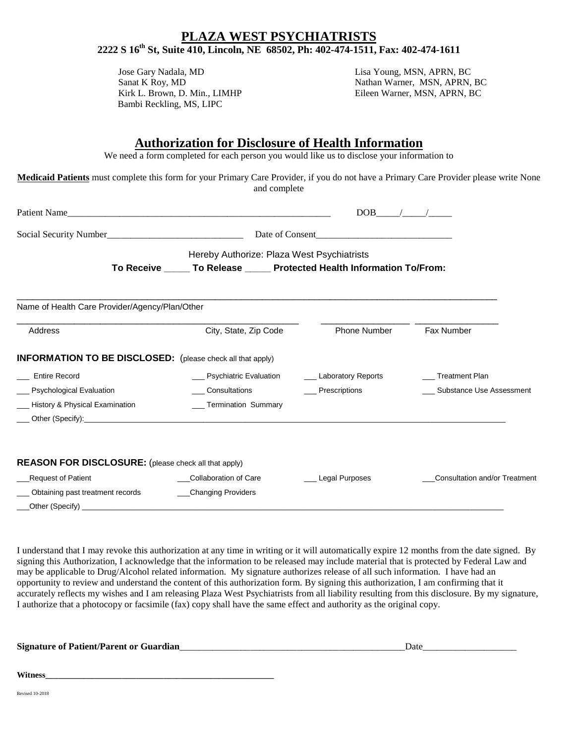# PLAZA WEST PSYCHIATRISTS

**2222 S 16th St, Suite 410, Lincoln, NE 68502, Ph: 402-474-1511, Fax: 402-474-1611**

Jose Gary Nadala, MD
Sanat K Roy, MD
Kirk L. Brown, D. Min., LIMHP
Bambi Reckling, MS, LIPC

Lisa Young, MSN, APRN, BC
Nathan Warner, MSN, APRN, BC
Eileen Warner, MSN, APRN, BC

## Authorization for Disclosure of Health Information

We need a form completed for each person you would like us to disclose your information to

**Medicaid Patients** must complete this form for your Primary Care Provider, if you do not have a Primary Care Provider please write None and complete

Patient Name__________________________________________________________ DOB_____/_____/_____

Social Security Number_____________________________ Date of Consent_____________________________

Hereby Authorize: Plaza West Psychiatrists

**To Receive _____ To Release _____ Protected Health Information To/From:**

_____________________________________________________________________________________________

Name of Health Care Provider/Agency/Plan/Other

_____________________________________________________________________________________________

Address | City, State, Zip Code | Phone Number | Fax Number

**INFORMATION TO BE DISCLOSED:** (please check all that apply)

___ Entire Record
___ Psychiatric Evaluation
___ Laboratory Reports
___ Treatment Plan
___ Psychological Evaluation
___ Consultations
___ Prescriptions
___ Substance Use Assessment
___ History & Physical Examination
___ Termination Summary
___ Other (Specify):_______________________________________________________________________________

**REASON FOR DISCLOSURE:** (please check all that apply)

___Request of Patient
___Collaboration of Care
___ Legal Purposes
___Consultation and/or Treatment
___ Obtaining past treatment records
___Changing Providers
___Other (Specify) ________________________________________________________________________________

I understand that I may revoke this authorization at any time in writing or it will automatically expire 12 months from the date signed. By signing this Authorization, I acknowledge that the information to be released may include material that is protected by Federal Law and may be applicable to Drug/Alcohol related information. My signature authorizes release of all such information. I have had an opportunity to review and understand the content of this authorization form. By signing this authorization, I am confirming that it accurately reflects my wishes and I am releasing Plaza West Psychiatrists from all liability resulting from this disclosure. By my signature, I authorize that a photocopy or facsimile (fax) copy shall have the same effect and authority as the original copy.

**Signature of Patient/Parent or Guardian**__________________________________________________Date____________________

**Witness**_____________________________________________________

Revised 10-2018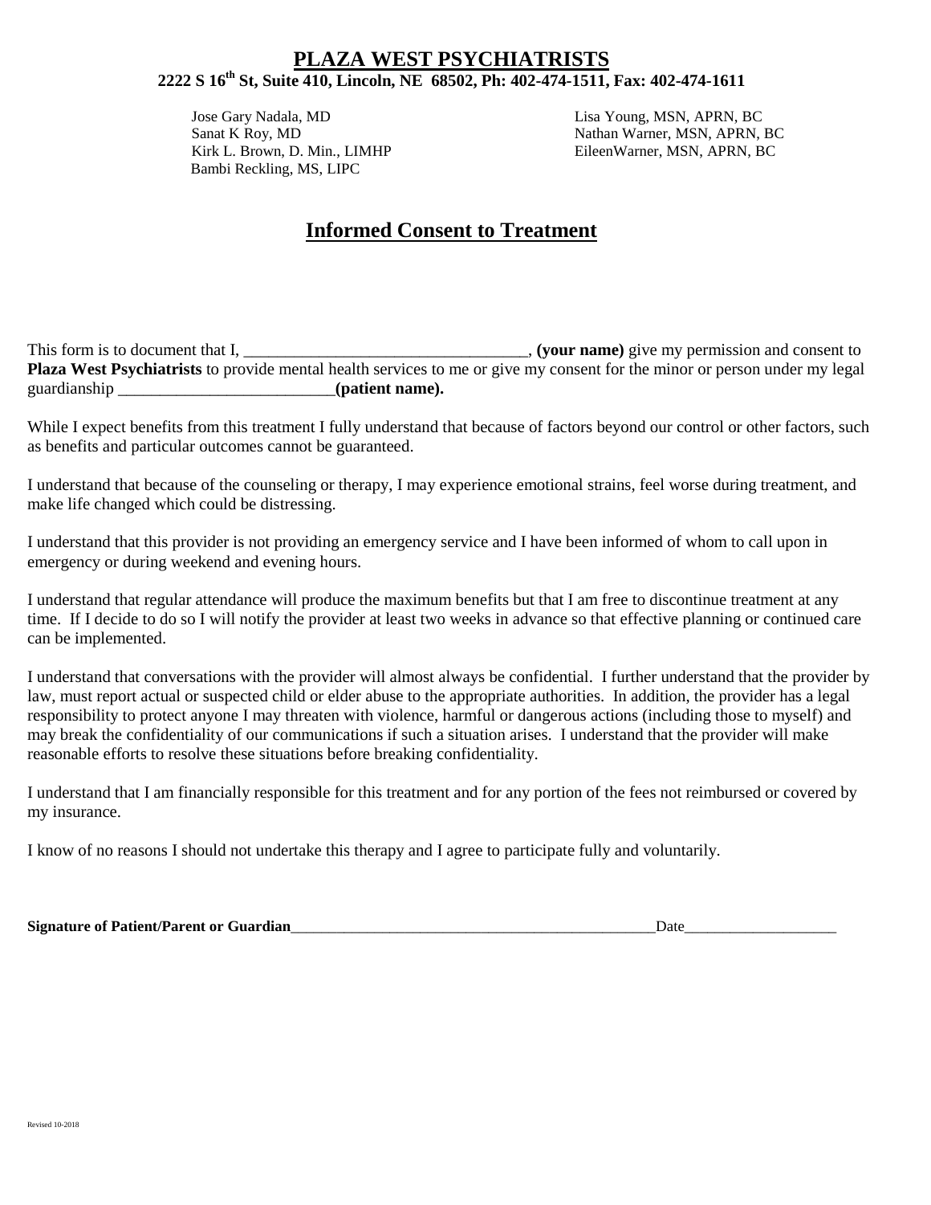# PLAZA WEST PSYCHIATRISTS

**2222 S 16th St, Suite 410, Lincoln, NE 68502, Ph: 402-474-1511, Fax: 402-474-1611**

Jose Gary Nadala, MD
Sanat K Roy, MD
Kirk L. Brown, D. Min., LIMHP
Bambi Reckling, MS, LIPC

Lisa Young, MSN, APRN, BC
Nathan Warner, MSN, APRN, BC
EileenWarner, MSN, APRN, BC

## Informed Consent to Treatment

This form is to document that I, __________________________________, **(your name)** give my permission and consent to **Plaza West Psychiatrists** to provide mental health services to me or give my consent for the minor or person under my legal guardianship __________________________**(patient name).**

While I expect benefits from this treatment I fully understand that because of factors beyond our control or other factors, such as benefits and particular outcomes cannot be guaranteed.

I understand that because of the counseling or therapy, I may experience emotional strains, feel worse during treatment, and make life changed which could be distressing.

I understand that this provider is not providing an emergency service and I have been informed of whom to call upon in emergency or during weekend and evening hours.

I understand that regular attendance will produce the maximum benefits but that I am free to discontinue treatment at any time. If I decide to do so I will notify the provider at least two weeks in advance so that effective planning or continued care can be implemented.

I understand that conversations with the provider will almost always be confidential. I further understand that the provider by law, must report actual or suspected child or elder abuse to the appropriate authorities. In addition, the provider has a legal responsibility to protect anyone I may threaten with violence, harmful or dangerous actions (including those to myself) and may break the confidentiality of our communications if such a situation arises. I understand that the provider will make reasonable efforts to resolve these situations before breaking confidentiality.

I understand that I am financially responsible for this treatment and for any portion of the fees not reimbursed or covered by my insurance.

I know of no reasons I should not undertake this therapy and I agree to participate fully and voluntarily.

**Signature of Patient/Parent or Guardian**__________________________________________________Date____________________

Revised 10-2018